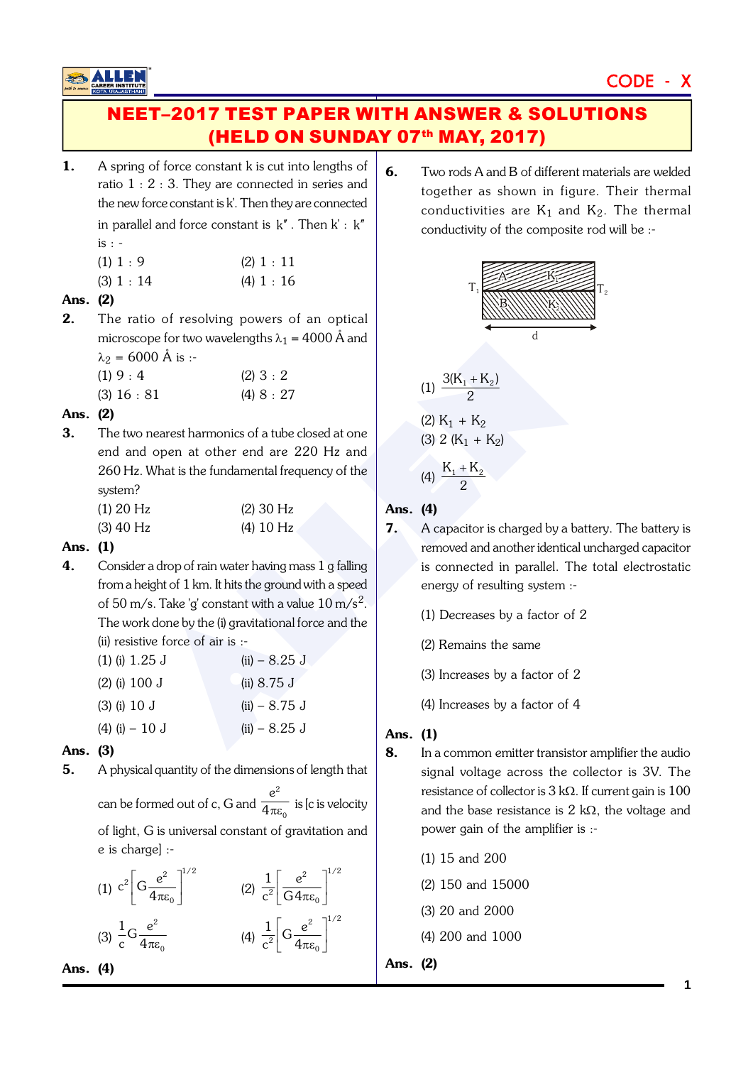# NEET–2017 TEST PAPER WITH ANSWER & SOLUTIONS (HELD ON SUNDAY 07th MAY, 2017)

CODE - X

**1.** A spring of force constant k is cut into lengths of ratio 1 : 2 : 3. They are connected in series and the new force constant is k'. Then they are connected in parallel and force constant is k″. Then k' : k″ is :-

(1) 1 : 9 (2) 1 : 11

(3) 1 : 14 (4) 1 : 16

**Ans. (2)**

**2.** The ratio of resolving powers of an optical microscope for two wavelengths $\lambda_1$ = 4000 Å and $\lambda_2$ = 6000 Å is :-

(1) 9 : 4 (2) 3 : 2

(3) 16 : 81 (4) 8 : 27

**Ans. (2)**

**3.** The two nearest harmonics of a tube closed at one end and open at other end are 220 Hz and 260 Hz. What is the fundamental frequency of the system?

(1) 20 Hz (2) 30 Hz

(3) 40 Hz (4) 10 Hz

**Ans. (1)**

**4.** Consider a drop of rain water having mass 1 g falling from a height of 1 km. It hits the ground with a speed of 50 m/s. Take 'g' constant with a value 10 m/s$^2$. The work done by the (i) gravitational force and the (ii) resistive force of air is :-

(1) (i) 1.25 J (ii) – 8.25 J

(2) (i) 100 J (ii) 8.75 J

(3) (i) 10 J (ii) – 8.75 J

(4) (i) – 10 J (ii) – 8.25 J

**Ans. (3)**

**5.** A physical quantity of the dimensions of length that can be formed out of c, G and $\frac{e^2}{4\pi\varepsilon_0}$ is [c is velocity of light, G is universal constant of gravitation and e is charge] :-

(1) $c^2\left[G\frac{e^2}{4\pi\varepsilon_0}\right]^{1/2}$ (2) $\frac{1}{c^2}\left[\frac{e^2}{G4\pi\varepsilon_0}\right]^{1/2}$

(3) $\frac{1}{c}G\frac{e^2}{4\pi\varepsilon_0}$ (4) $\frac{1}{c^2}\left[G\frac{e^2}{4\pi\varepsilon_0}\right]^{1/2}$

**Ans. (4)**

**6.** Two rods A and B of different materials are welded together as shown in figure. Their thermal conductivities are $K_1$ and $K_2$. The thermal conductivity of the composite rod will be :-

(1) $\frac{3(K_1+K_2)}{2}$

(2) $K_1 + K_2$

(3) $2(K_1 + K_2)$

(4) $\frac{K_1+K_2}{2}$

**Ans. (4)**

**7.** A capacitor is charged by a battery. The battery is removed and another identical uncharged capacitor is connected in parallel. The total electrostatic energy of resulting system :-

(1) Decreases by a factor of 2

(2) Remains the same

(3) Increases by a factor of 2

(4) Increases by a factor of 4

**Ans. (1)**

**8.** In a common emitter transistor amplifier the audio signal voltage across the collector is 3V. The resistance of collector is 3 kΩ. If current gain is 100 and the base resistance is 2 kΩ, the voltage and power gain of the amplifier is :-

(1) 15 and 200

(2) 150 and 15000

(3) 20 and 2000

(4) 200 and 1000

**Ans. (2)**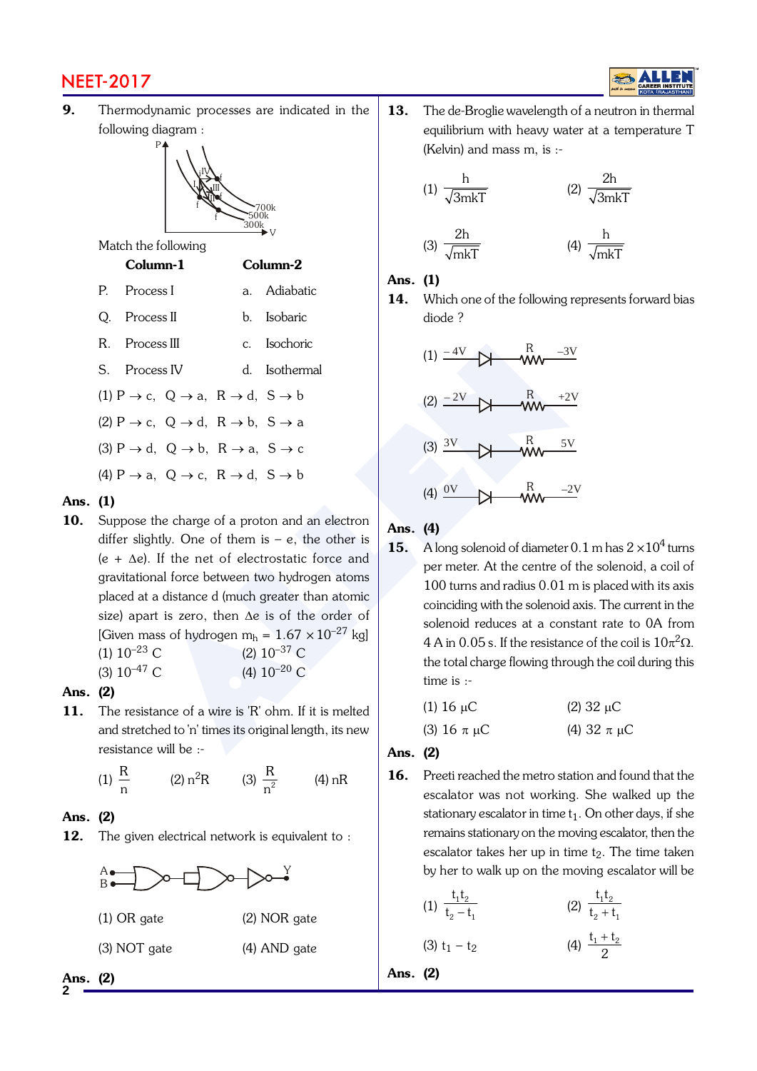**9.** Thermodynamic processes are indicated in the following diagram :

Match the following

| Column-1 | | Column-2 | |
|---|---|---|---|
| P. | Process I | a. | Adiabatic |
| Q. | Process II | b. | Isobaric |
| R. | Process III | c. | Isochoric |
| S. | Process IV | d. | Isothermal |

(1) P → c, Q → a, R → d, S → b

(2) P → c, Q → d, R → b, S → a

(3) P → d, Q → b, R → a, S → c

(4) P → a, Q → c, R → d, S → b

**Ans. (1)**

**10.** Suppose the charge of a proton and an electron differ slightly. One of them is – e, the other is (e + Δe). If the net of electrostatic force and gravitational force between two hydrogen atoms placed at a distance d (much greater than atomic size) apart is zero, then Δe is of the order of [Given mass of hydrogen $m_h = 1.67 \times 10^{-27}$ kg]

(1) $10^{-23}$ C (2) $10^{-37}$ C

(3) $10^{-47}$ C (4) $10^{-20}$ C

**Ans. (2)**

**11.** The resistance of a wire is 'R' ohm. If it is melted and stretched to 'n' times its original length, its new resistance will be :-

(1) $\frac{R}{n}$ (2) $n^2R$ (3) $\frac{R}{n^2}$ (4) nR

**Ans. (2)**

**12.** The given electrical network is equivalent to :

(1) OR gate (2) NOR gate

(3) NOT gate (4) AND gate

**Ans. (2)**

**13.** The de-Broglie wavelength of a neutron in thermal equilibrium with heavy water at a temperature T (Kelvin) and mass m, is :-

(1) $\frac{h}{\sqrt{3mkT}}$ (2) $\frac{2h}{\sqrt{3mkT}}$

(3) $\frac{2h}{\sqrt{mkT}}$ (4) $\frac{h}{\sqrt{mkT}}$

**Ans. (1)**

**14.** Which one of the following represents forward bias diode ?

(1) –4V, R, –3V

(2) –2V, R, +2V

(3) 3V, R, 5V

(4) 0V, R, –2V

**Ans. (4)**

**15.** A long solenoid of diameter 0.1 m has $2 \times 10^4$ turns per meter. At the centre of the solenoid, a coil of 100 turns and radius 0.01 m is placed with its axis coinciding with the solenoid axis. The current in the solenoid reduces at a constant rate to 0A from 4 A in 0.05 s. If the resistance of the coil is $10\pi^2\Omega$. the total charge flowing through the coil during this time is :-

(1) 16 μC (2) 32 μC

(3) 16 π μC (4) 32 π μC

**Ans. (2)**

**16.** Preeti reached the metro station and found that the escalator was not working. She walked up the stationary escalator in time $t_1$. On other days, if she remains stationary on the moving escalator, then the escalator takes her up in time $t_2$. The time taken by her to walk up on the moving escalator will be

(1) $\frac{t_1t_2}{t_2 - t_1}$ (2) $\frac{t_1t_2}{t_2 + t_1}$

(3) $t_1 - t_2$ (4) $\frac{t_1 + t_2}{2}$

**Ans. (2)**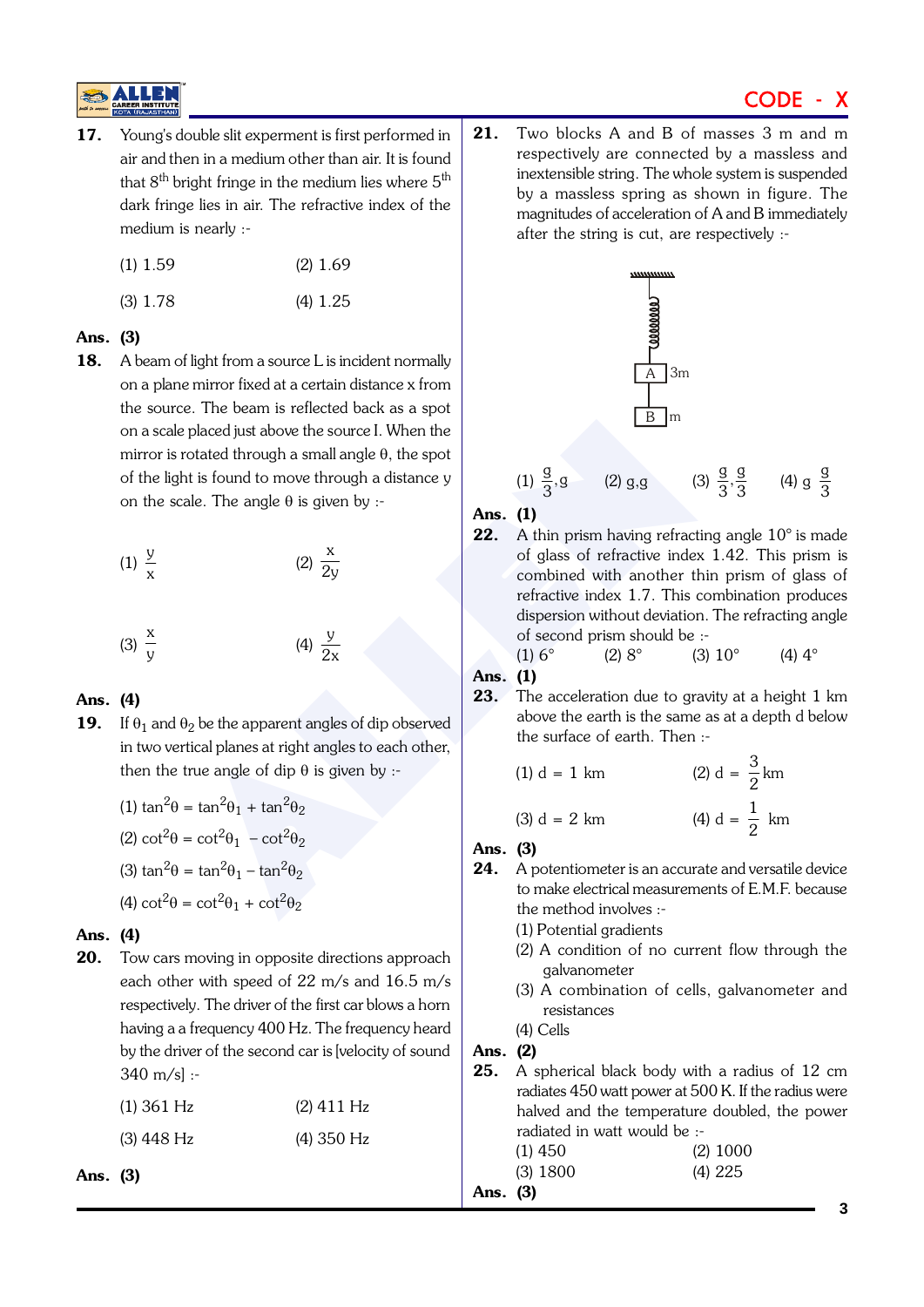**17.** Young's double slit experment is first performed in air and then in a medium other than air. It is found that 8th bright fringe in the medium lies where 5th dark fringe lies in air. The refractive index of the medium is nearly :-

(1) 1.59 (2) 1.69

(3) 1.78 (4) 1.25

**Ans. (3)**

**18.** A beam of light from a source L is incident normally on a plane mirror fixed at a certain distance x from the source. The beam is reflected back as a spot on a scale placed just above the source I. When the mirror is rotated through a small angle $\theta$, the spot of the light is found to move through a distance y on the scale. The angle $\theta$ is given by :-

(1) $\frac{y}{x}$ (2) $\frac{x}{2y}$

(3) $\frac{x}{y}$ (4) $\frac{y}{2x}$

**Ans. (4)**

**19.** If $\theta_1$ and $\theta_2$ be the apparent angles of dip observed in two vertical planes at right angles to each other, then the true angle of dip $\theta$ is given by :-

(1) $\tan^2\theta = \tan^2\theta_1 + \tan^2\theta_2$

(2) $\cot^2\theta = \cot^2\theta_1 - \cot^2\theta_2$

(3) $\tan^2\theta = \tan^2\theta_1 - \tan^2\theta_2$

(4) $\cot^2\theta = \cot^2\theta_1 + \cot^2\theta_2$

**Ans. (4)**

**20.** Tow cars moving in opposite directions approach each other with speed of 22 m/s and 16.5 m/s respectively. The driver of the first car blows a horn having a a frequency 400 Hz. The frequency heard by the driver of the second car is [velocity of sound 340 m/s] :-

(1) 361 Hz (2) 411 Hz

(3) 448 Hz (4) 350 Hz

**Ans. (3)**

**21.** Two blocks A and B of masses 3 m and m respectively are connected by a massless and inextensible string. The whole system is suspended by a massless spring as shown in figure. The magnitudes of acceleration of A and B immediately after the string is cut, are respectively :-

(1) $\frac{g}{3}, g$ (2) g,g (3) $\frac{g}{3}, \frac{g}{3}$ (4) g $\frac{g}{3}$

**Ans. (1)**

**22.** A thin prism having refracting angle 10° is made of glass of refractive index 1.42. This prism is combined with another thin prism of glass of refractive index 1.7. This combination produces dispersion without deviation. The refracting angle of second prism should be :-

(1) 6° (2) 8° (3) 10° (4) 4°

**Ans. (1)**

**23.** The acceleration due to gravity at a height 1 km above the earth is the same as at a depth d below the surface of earth. Then :-

(1) d = 1 km (2) d = $\frac{3}{2}$ km

(3) d = 2 km (4) d = $\frac{1}{2}$ km

**Ans. (3)**

**24.** A potentiometer is an accurate and versatile device to make electrical measurements of E.M.F. because the method involves :-

(1) Potential gradients

(2) A condition of no current flow through the galvanometer

(3) A combination of cells, galvanometer and resistances

(4) Cells

**Ans. (2)**

**25.** A spherical black body with a radius of 12 cm radiates 450 watt power at 500 K. If the radius were halved and the temperature doubled, the power radiated in watt would be :-

(1) 450 (2) 1000

(3) 1800 (4) 225

**Ans. (3)**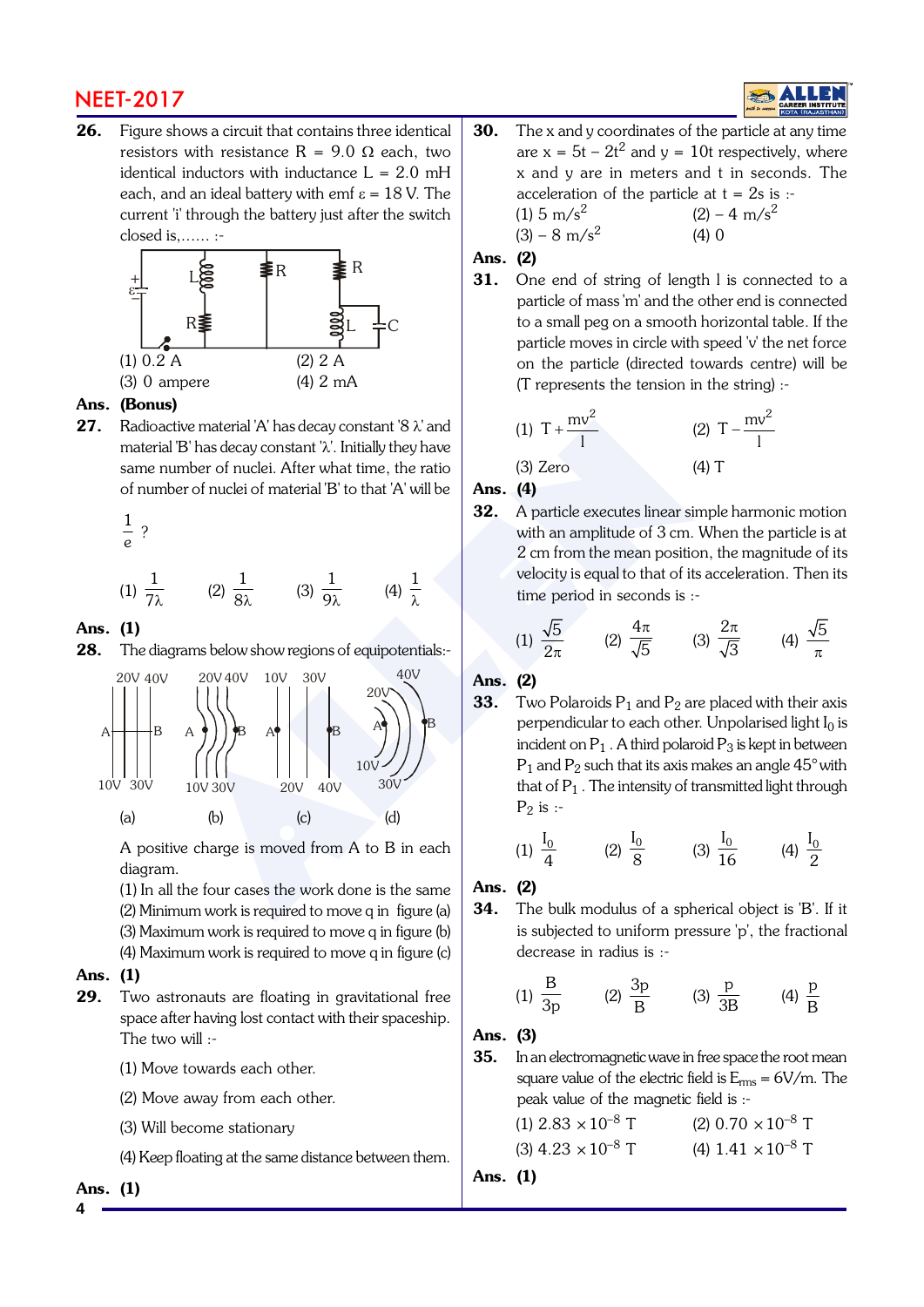**26.** Figure shows a circuit that contains three identical resistors with resistance R = 9.0 Ω each, two identical inductors with inductance L = 2.0 mH each, and an ideal battery with emf ε = 18 V. The current 'i' through the battery just after the switch closed is,...... :-

(1) 0.2 A  (2) 2 A

(3) 0 ampere  (4) 2 mA

**Ans. (Bonus)**

**27.** Radioactive material 'A' has decay constant '8 λ' and material 'B' has decay constant 'λ'. Initially they have same number of nuclei. After what time, the ratio of number of nuclei of material 'B' to that 'A' will be $\frac{1}{e}$ ?

(1) $\frac{1}{7\lambda}$  (2) $\frac{1}{8\lambda}$  (3) $\frac{1}{9\lambda}$  (4) $\frac{1}{\lambda}$

**Ans. (1)**

**28.** The diagrams below show regions of equipotentials:-

(a)  (b)  (c)  (d)

A positive charge is moved from A to B in each diagram.

(1) In all the four cases the work done is the same

(2) Minimum work is required to move q in figure (a)

(3) Maximum work is required to move q in figure (b)

(4) Maximum work is required to move q in figure (c)

**Ans. (1)**

**29.** Two astronauts are floating in gravitational free space after having lost contact with their spaceship. The two will :-

(1) Move towards each other.

(2) Move away from each other.

(3) Will become stationary

(4) Keep floating at the same distance between them.

**Ans. (1)**

**30.** The x and y coordinates of the particle at any time are $x = 5t - 2t^2$ and $y = 10t$ respectively, where x and y are in meters and t in seconds. The acceleration of the particle at t = 2s is :-

(1) 5 $m/s^2$  (2) – 4 $m/s^2$

(3) – 8 $m/s^2$  (4) 0

**Ans. (2)**

**31.** One end of string of length l is connected to a particle of mass 'm' and the other end is connected to a small peg on a smooth horizontal table. If the particle moves in circle with speed 'v' the net force on the particle (directed towards centre) will be (T represents the tension in the string) :-

(1) $T + \frac{mv^2}{l}$  (2) $T - \frac{mv^2}{l}$

(3) Zero  (4) T

**Ans. (4)**

**32.** A particle executes linear simple harmonic motion with an amplitude of 3 cm. When the particle is at 2 cm from the mean position, the magnitude of its velocity is equal to that of its acceleration. Then its time period in seconds is :-

(1) $\frac{\sqrt{5}}{2\pi}$  (2) $\frac{4\pi}{\sqrt{5}}$  (3) $\frac{2\pi}{\sqrt{3}}$  (4) $\frac{\sqrt{5}}{\pi}$

**Ans. (2)**

**33.** Two Polaroids $P_1$ and $P_2$ are placed with their axis perpendicular to each other. Unpolarised light $I_0$ is incident on $P_1$ . A third polaroid $P_3$ is kept in between $P_1$ and $P_2$ such that its axis makes an angle 45° with that of $P_1$ . The intensity of transmitted light through $P_2$ is :-

(1) $\frac{I_0}{4}$  (2) $\frac{I_0}{8}$  (3) $\frac{I_0}{16}$  (4) $\frac{I_0}{2}$

**Ans. (2)**

**34.** The bulk modulus of a spherical object is 'B'. If it is subjected to uniform pressure 'p', the fractional decrease in radius is :-

(1) $\frac{B}{3p}$  (2) $\frac{3p}{B}$  (3) $\frac{p}{3B}$  (4) $\frac{p}{B}$

**Ans. (3)**

**35.** In an electromagnetic wave in free space the root mean square value of the electric field is $E_{rms}$ = 6V/m. The peak value of the magnetic field is :-

(1) $2.83 \times 10^{-8}$ T  (2) $0.70 \times 10^{-8}$ T

(3) $4.23 \times 10^{-8}$ T  (4) $1.41 \times 10^{-8}$ T

**Ans. (1)**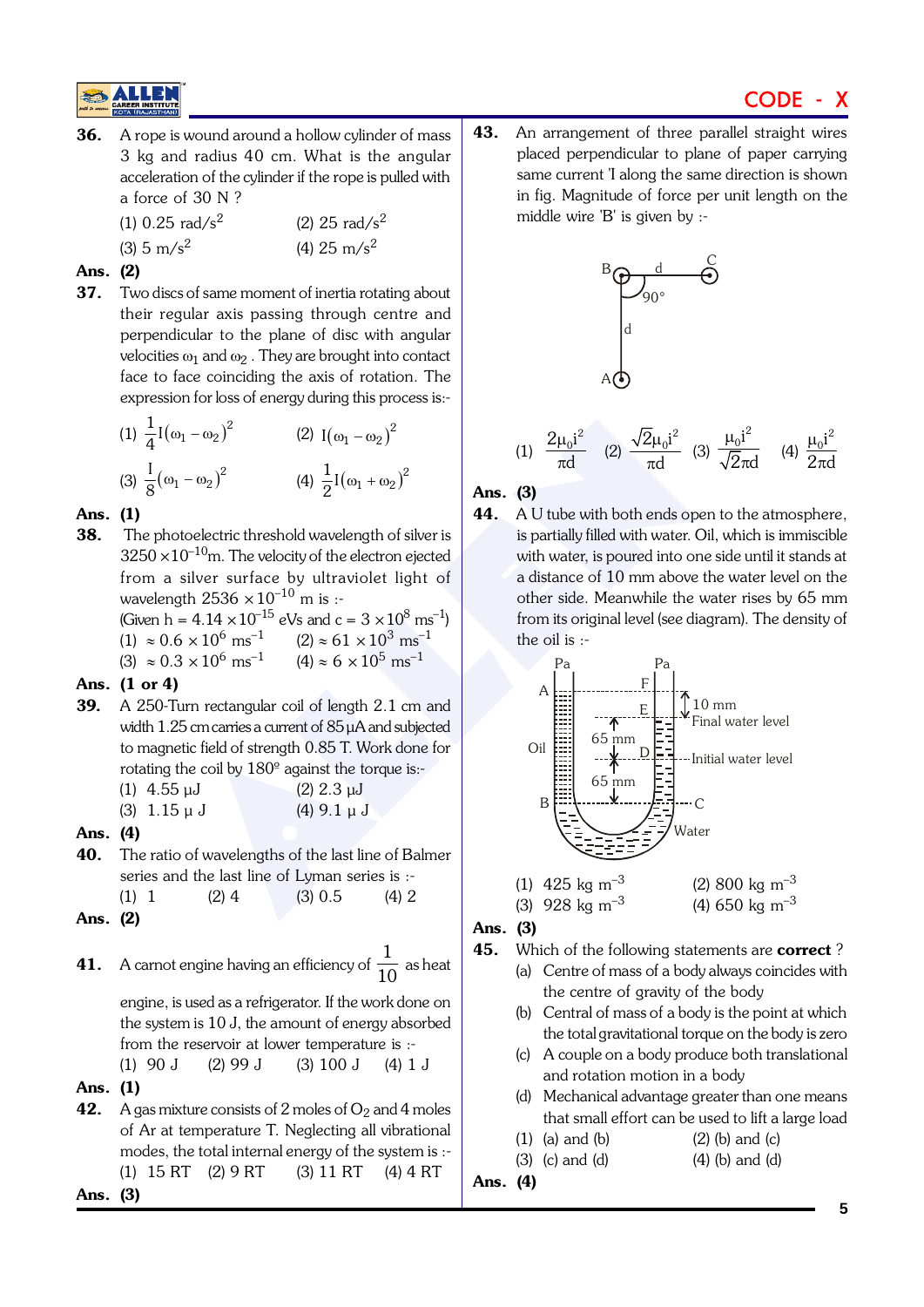**36.** A rope is wound around a hollow cylinder of mass 3 kg and radius 40 cm. What is the angular acceleration of the cylinder if the rope is pulled with a force of 30 N ?

(1) 0.25 rad/$s^2$ (2) 25 rad/$s^2$

(3) 5 m/$s^2$ (4) 25 m/$s^2$

**Ans. (2)**

**37.** Two discs of same moment of inertia rotating about their regular axis passing through centre and perpendicular to the plane of disc with angular velocities $\omega_1$ and $\omega_2$ . They are brought into contact face to face coinciding the axis of rotation. The expression for loss of energy during this process is:-

(1) $\frac{1}{4}I(\omega_1 - \omega_2)^2$ (2) $I(\omega_1 - \omega_2)^2$

(3) $\frac{I}{8}(\omega_1 - \omega_2)^2$ (4) $\frac{1}{2}I(\omega_1 + \omega_2)^2$

**Ans. (1)**

**38.** The photoelectric threshold wavelength of silver is $3250 \times 10^{-10}$m. The velocity of the electron ejected from a silver surface by ultraviolet light of wavelength $2536 \times 10^{-10}$ m is :-
(Given h = $4.14 \times 10^{-15}$ eVs and c = $3 \times 10^8$ ms$^{-1}$)

(1) $\approx 0.6 \times 10^6$ ms$^{-1}$ (2) $\approx 61 \times 10^3$ ms$^{-1}$

(3) $\approx 0.3 \times 10^6$ ms$^{-1}$ (4) $\approx 6 \times 10^5$ ms$^{-1}$

**Ans. (1 or 4)**

**39.** A 250-Turn rectangular coil of length 2.1 cm and width 1.25 cm carries a current of 85 μA and subjected to magnetic field of strength 0.85 T. Work done for rotating the coil by 180° against the torque is:-

(1) 4.55 μJ (2) 2.3 μJ

(3) 1.15 μ J (4) 9.1 μ J

**Ans. (4)**

**40.** The ratio of wavelengths of the last line of Balmer series and the last line of Lyman series is :-

(1) 1 (2) 4 (3) 0.5 (4) 2

**Ans. (2)**

**41.** A carnot engine having an efficiency of $\frac{1}{10}$ as heat engine, is used as a refrigerator. If the work done on the system is 10 J, the amount of energy absorbed from the reservoir at lower temperature is :-

(1) 90 J (2) 99 J (3) 100 J (4) 1 J

**Ans. (1)**

**42.** A gas mixture consists of 2 moles of $O_2$ and 4 moles of Ar at temperature T. Neglecting all vibrational modes, the total internal energy of the system is :-

(1) 15 RT (2) 9 RT (3) 11 RT (4) 4 RT

**Ans. (3)**

**43.** An arrangement of three parallel straight wires placed perpendicular to plane of paper carrying same current 'I along the same direction is shown in fig. Magnitude of force per unit length on the middle wire 'B' is given by :-

B d C
90°
d
A

(1) $\frac{2\mu_0 i^2}{\pi d}$ (2) $\frac{\sqrt{2}\mu_0 i^2}{\pi d}$ (3) $\frac{\mu_0 i^2}{\sqrt{2}\pi d}$ (4) $\frac{\mu_0 i^2}{2\pi d}$

**Ans. (3)**

**44.** A U tube with both ends open to the atmosphere, is partially filled with water. Oil, which is immiscible with water, is poured into one side until it stands at a distance of 10 mm above the water level on the other side. Meanwhile the water rises by 65 mm from its original level (see diagram). The density of the oil is :-

Pa Pa
A F
E 10 mm
Final water level
65 mm
Oil D
Initial water level
65 mm
B C
Water

(1) 425 kg m$^{-3}$ (2) 800 kg m$^{-3}$

(3) 928 kg m$^{-3}$ (4) 650 kg m$^{-3}$

**Ans. (3)**

**45.** Which of the following statements are **correct** ?

(a) Centre of mass of a body always coincides with the centre of gravity of the body

(b) Central of mass of a body is the point at which the total gravitational torque on the body is zero

(c) A couple on a body produce both translational and rotation motion in a body

(d) Mechanical advantage greater than one means that small effort can be used to lift a large load

(1) (a) and (b) (2) (b) and (c)

(3) (c) and (d) (4) (b) and (d)

**Ans. (4)**